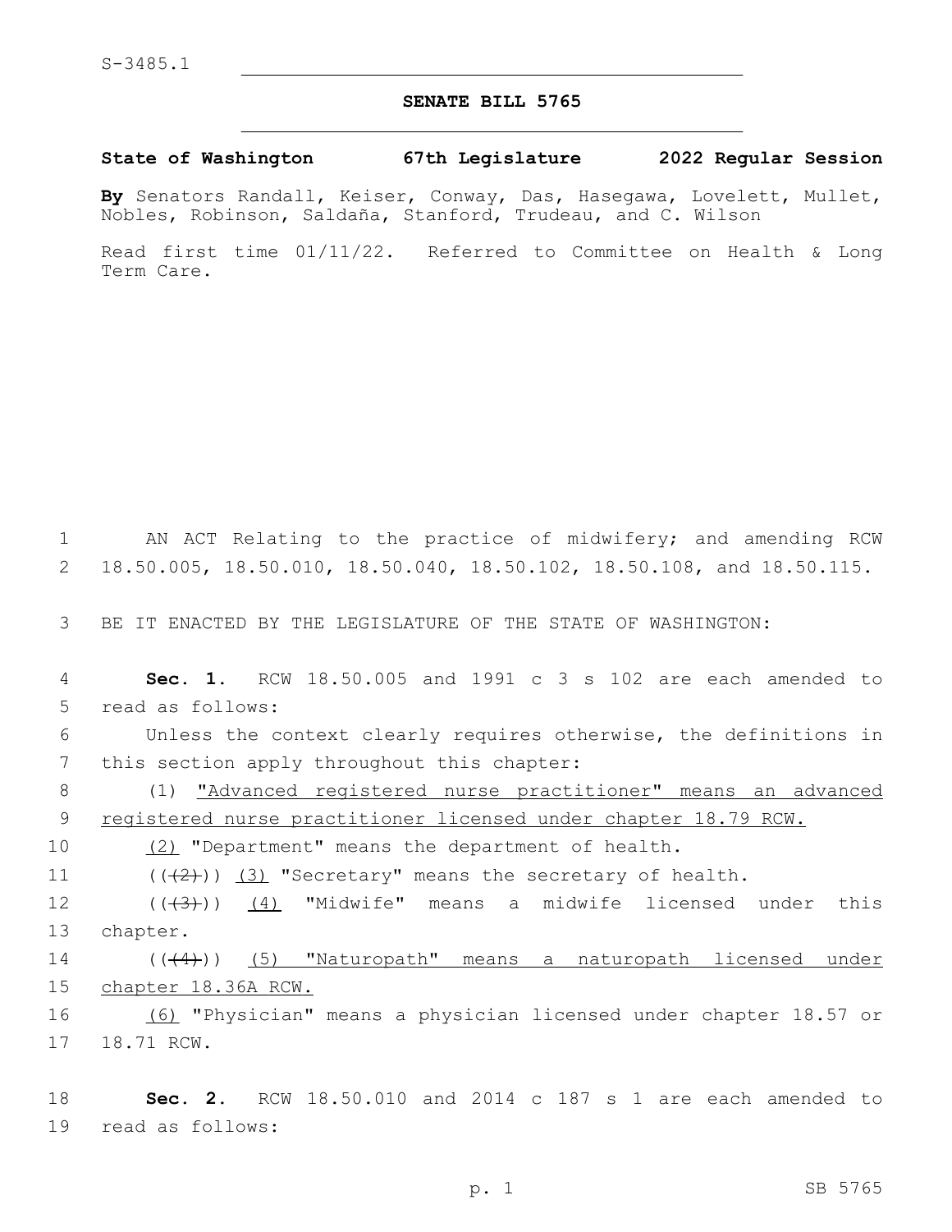S-3485.1

# SENATE BILL 5765

**State of Washington 67th Legislature 2022 Regular Session**

**By** Senators Randall, Keiser, Conway, Das, Hasegawa, Lovelett, Mullet, Nobles, Robinson, Saldaña, Stanford, Trudeau, and C. Wilson

Read first time 01/11/22. Referred to Committee on Health & Long Term Care.

AN ACT Relating to the practice of midwifery; and amending RCW 18.50.005, 18.50.010, 18.50.040, 18.50.102, 18.50.108, and 18.50.115.

BE IT ENACTED BY THE LEGISLATURE OF THE STATE OF WASHINGTON:

**Sec. 1.** RCW 18.50.005 and 1991 c 3 s 102 are each amended to read as follows:

Unless the context clearly requires otherwise, the definitions in this section apply throughout this chapter:

(1) "Advanced registered nurse practitioner" means an advanced registered nurse practitioner licensed under chapter 18.79 RCW.

(2) "Department" means the department of health.

((~~(2)~~)) (3) "Secretary" means the secretary of health.

((~~(3)~~)) (4) "Midwife" means a midwife licensed under this chapter.

((~~(4)~~)) (5) "Naturopath" means a naturopath licensed under chapter 18.36A RCW.

(6) "Physician" means a physician licensed under chapter 18.57 or 18.71 RCW.

**Sec. 2.** RCW 18.50.010 and 2014 c 187 s 1 are each amended to read as follows: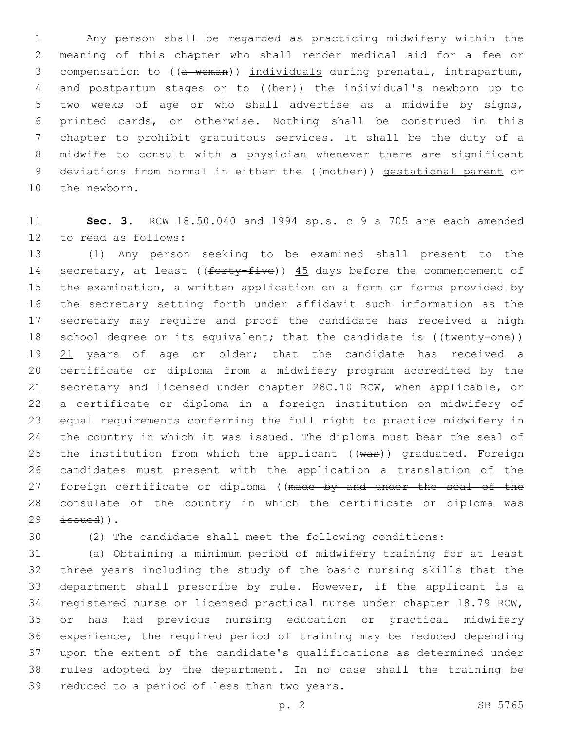Any person shall be regarded as practicing midwifery within the meaning of this chapter who shall render medical aid for a fee or compensation to ((~~a woman~~)) <u>individuals</u> during prenatal, intrapartum, and postpartum stages or to ((~~her~~)) <u>the individual's</u> newborn up to two weeks of age or who shall advertise as a midwife by signs, printed cards, or otherwise. Nothing shall be construed in this chapter to prohibit gratuitous services. It shall be the duty of a midwife to consult with a physician whenever there are significant deviations from normal in either the ((~~mother~~)) <u>gestational parent</u> or the newborn.

**Sec. 3.** RCW 18.50.040 and 1994 sp.s. c 9 s 705 are each amended to read as follows:

(1) Any person seeking to be examined shall present to the secretary, at least ((~~forty-five~~)) <u>45</u> days before the commencement of the examination, a written application on a form or forms provided by the secretary setting forth under affidavit such information as the secretary may require and proof the candidate has received a high school degree or its equivalent; that the candidate is ((~~twenty-one~~)) <u>21</u> years of age or older; that the candidate has received a certificate or diploma from a midwifery program accredited by the secretary and licensed under chapter 28C.10 RCW, when applicable, or a certificate or diploma in a foreign institution on midwifery of equal requirements conferring the full right to practice midwifery in the country in which it was issued. The diploma must bear the seal of the institution from which the applicant ((~~was~~)) graduated. Foreign candidates must present with the application a translation of the foreign certificate or diploma ((~~made by and under the seal of the consulate of the country in which the certificate or diploma was issued~~)).

(2) The candidate shall meet the following conditions:

(a) Obtaining a minimum period of midwifery training for at least three years including the study of the basic nursing skills that the department shall prescribe by rule. However, if the applicant is a registered nurse or licensed practical nurse under chapter 18.79 RCW, or has had previous nursing education or practical midwifery experience, the required period of training may be reduced depending upon the extent of the candidate's qualifications as determined under rules adopted by the department. In no case shall the training be reduced to a period of less than two years.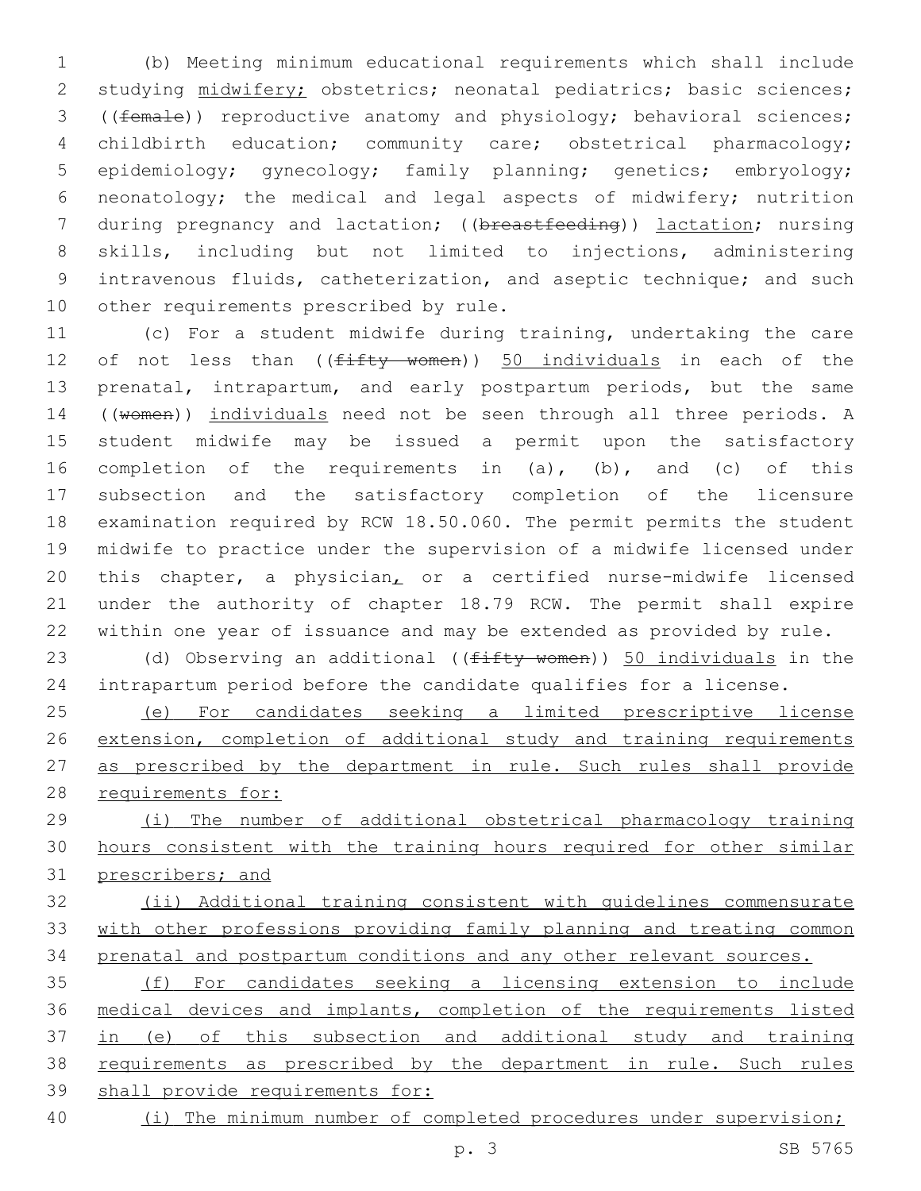(b) Meeting minimum educational requirements which shall include studying midwifery; obstetrics; neonatal pediatrics; basic sciences; ((~~female~~)) reproductive anatomy and physiology; behavioral sciences; childbirth education; community care; obstetrical pharmacology; epidemiology; gynecology; family planning; genetics; embryology; neonatology; the medical and legal aspects of midwifery; nutrition during pregnancy and lactation; ((~~breastfeeding~~)) lactation; nursing skills, including but not limited to injections, administering intravenous fluids, catheterization, and aseptic technique; and such other requirements prescribed by rule.

(c) For a student midwife during training, undertaking the care of not less than ((~~fifty women~~)) 50 individuals in each of the prenatal, intrapartum, and early postpartum periods, but the same ((~~women~~)) individuals need not be seen through all three periods. A student midwife may be issued a permit upon the satisfactory completion of the requirements in (a), (b), and (c) of this subsection and the satisfactory completion of the licensure examination required by RCW 18.50.060. The permit permits the student midwife to practice under the supervision of a midwife licensed under this chapter, a physician, or a certified nurse-midwife licensed under the authority of chapter 18.79 RCW. The permit shall expire within one year of issuance and may be extended as provided by rule.

(d) Observing an additional ((~~fifty women~~)) 50 individuals in the intrapartum period before the candidate qualifies for a license.

(e) For candidates seeking a limited prescriptive license extension, completion of additional study and training requirements as prescribed by the department in rule. Such rules shall provide requirements for:

(i) The number of additional obstetrical pharmacology training hours consistent with the training hours required for other similar prescribers; and

(ii) Additional training consistent with guidelines commensurate with other professions providing family planning and treating common prenatal and postpartum conditions and any other relevant sources.

(f) For candidates seeking a licensing extension to include medical devices and implants, completion of the requirements listed in (e) of this subsection and additional study and training requirements as prescribed by the department in rule. Such rules shall provide requirements for:

(i) The minimum number of completed procedures under supervision;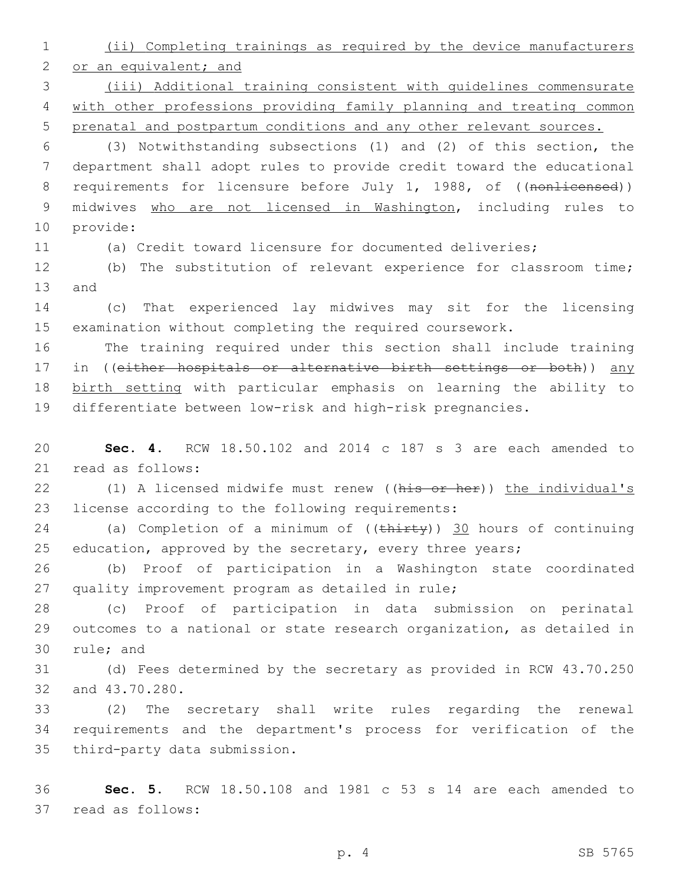(ii) Completing trainings as required by the device manufacturers or an equivalent; and

(iii) Additional training consistent with guidelines commensurate with other professions providing family planning and treating common prenatal and postpartum conditions and any other relevant sources.

(3) Notwithstanding subsections (1) and (2) of this section, the department shall adopt rules to provide credit toward the educational requirements for licensure before July 1, 1988, of ((~~nonlicensed~~)) midwives who are not licensed in Washington, including rules to provide:

(a) Credit toward licensure for documented deliveries;

(b) The substitution of relevant experience for classroom time; and

(c) That experienced lay midwives may sit for the licensing examination without completing the required coursework.

The training required under this section shall include training in ((~~either hospitals or alternative birth settings or both~~)) any birth setting with particular emphasis on learning the ability to differentiate between low-risk and high-risk pregnancies.

**Sec. 4.** RCW 18.50.102 and 2014 c 187 s 3 are each amended to read as follows:

(1) A licensed midwife must renew ((~~his or her~~)) the individual's license according to the following requirements:

(a) Completion of a minimum of ((~~thirty~~)) 30 hours of continuing education, approved by the secretary, every three years;

(b) Proof of participation in a Washington state coordinated quality improvement program as detailed in rule;

(c) Proof of participation in data submission on perinatal outcomes to a national or state research organization, as detailed in rule; and

(d) Fees determined by the secretary as provided in RCW 43.70.250 and 43.70.280.

(2) The secretary shall write rules regarding the renewal requirements and the department's process for verification of the third-party data submission.

**Sec. 5.** RCW 18.50.108 and 1981 c 53 s 14 are each amended to read as follows: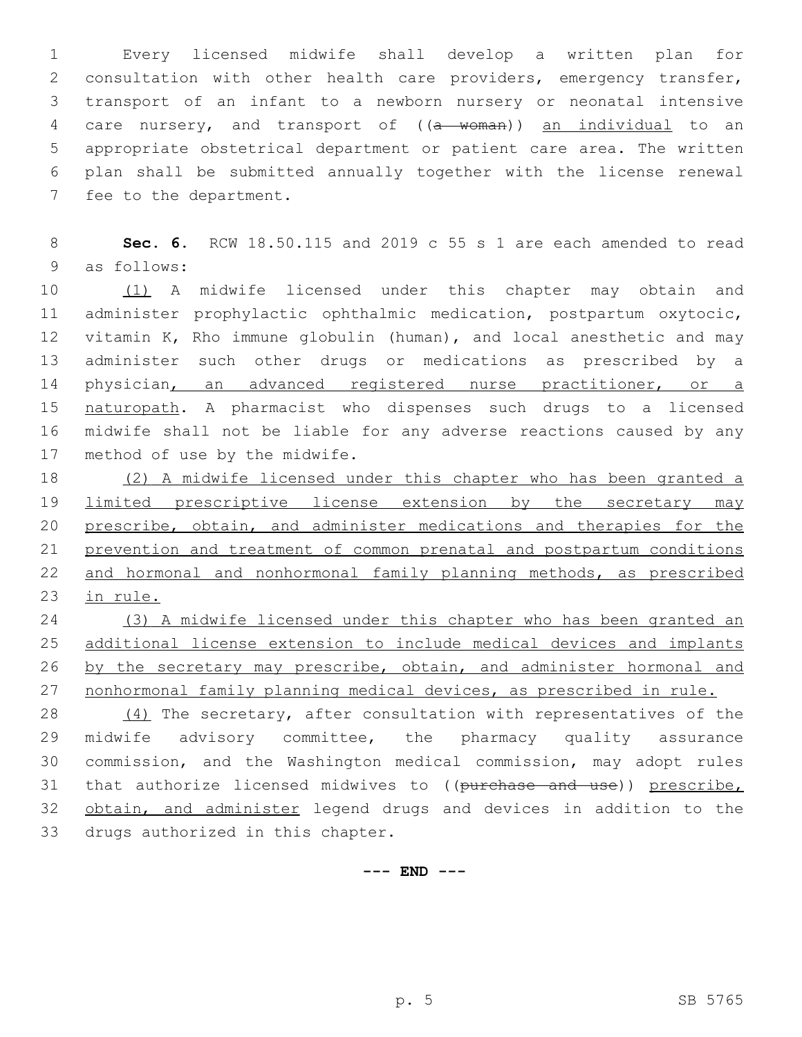Every licensed midwife shall develop a written plan for consultation with other health care providers, emergency transfer, transport of an infant to a newborn nursery or neonatal intensive care nursery, and transport of ((~~a woman~~)) <u>an individual</u> to an appropriate obstetrical department or patient care area. The written plan shall be submitted annually together with the license renewal fee to the department.

**Sec. 6.** RCW 18.50.115 and 2019 c 55 s 1 are each amended to read as follows:

<u>(1)</u> A midwife licensed under this chapter may obtain and administer prophylactic ophthalmic medication, postpartum oxytocic, vitamin K, Rho immune globulin (human), and local anesthetic and may administer such other drugs or medications as prescribed by a physician<u>, an advanced registered nurse practitioner, or a naturopath</u>. A pharmacist who dispenses such drugs to a licensed midwife shall not be liable for any adverse reactions caused by any method of use by the midwife.

<u>(2) A midwife licensed under this chapter who has been granted a limited prescriptive license extension by the secretary may prescribe, obtain, and administer medications and therapies for the prevention and treatment of common prenatal and postpartum conditions and hormonal and nonhormonal family planning methods, as prescribed in rule.</u>

<u>(3) A midwife licensed under this chapter who has been granted an additional license extension to include medical devices and implants by the secretary may prescribe, obtain, and administer hormonal and nonhormonal family planning medical devices, as prescribed in rule.</u>

<u>(4)</u> The secretary, after consultation with representatives of the midwife advisory committee, the pharmacy quality assurance commission, and the Washington medical commission, may adopt rules that authorize licensed midwives to ((~~purchase and use~~)) <u>prescribe, obtain, and administer</u> legend drugs and devices in addition to the drugs authorized in this chapter.

--- END ---